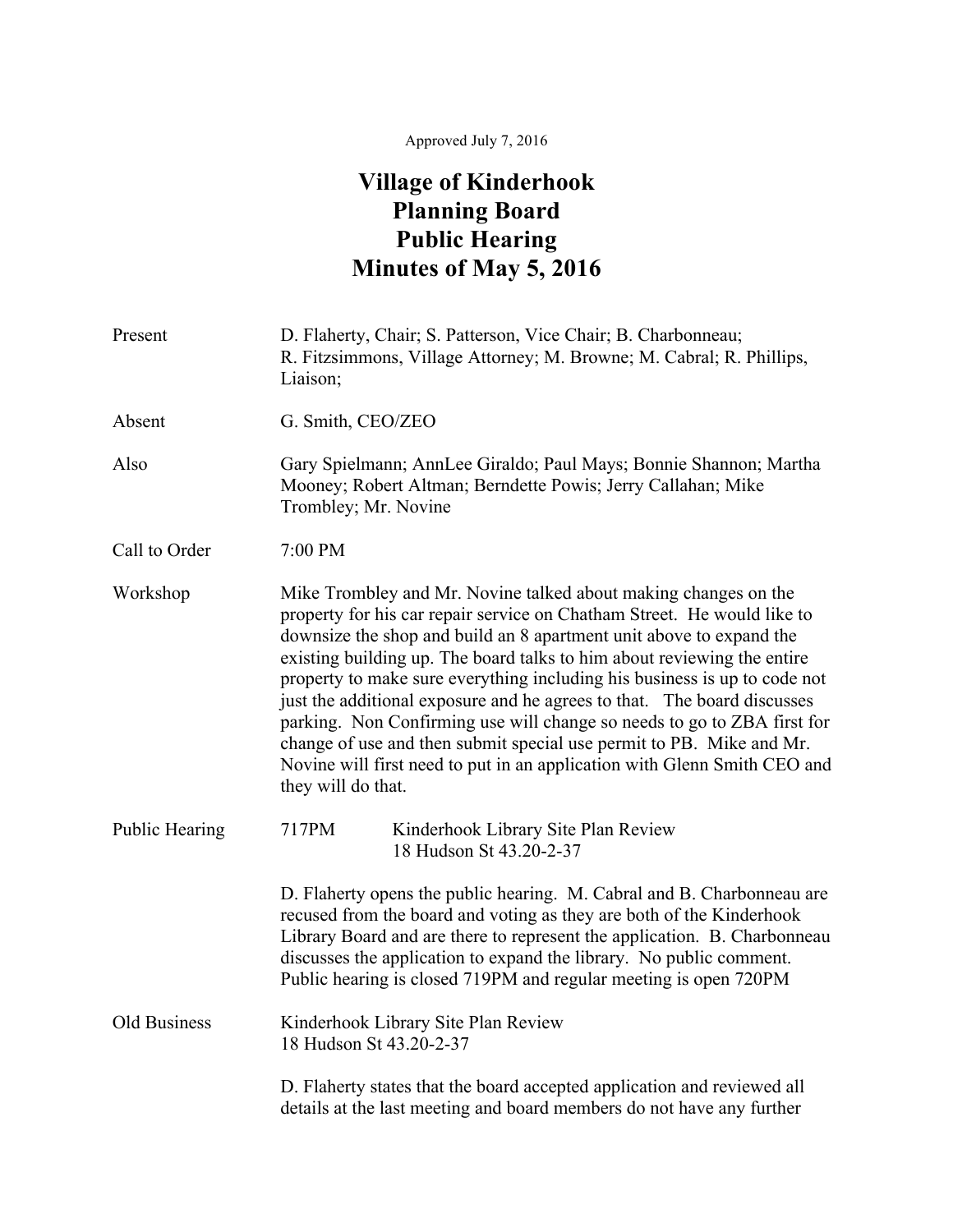Approved July 7, 2016

# Village of Kinderhook
# Planning Board
# Public Hearing
# Minutes of May 5, 2016

**Present**
D. Flaherty, Chair; S. Patterson, Vice Chair; B. Charbonneau; R. Fitzsimmons, Village Attorney; M. Browne; M. Cabral; R. Phillips, Liaison;

**Absent**
G. Smith, CEO/ZEO

**Also**
Gary Spielmann; AnnLee Giraldo; Paul Mays; Bonnie Shannon; Martha Mooney; Robert Altman; Berndette Powis; Jerry Callahan; Mike Trombley; Mr. Novine

**Call to Order**
7:00 PM

**Workshop**
Mike Trombley and Mr. Novine talked about making changes on the property for his car repair service on Chatham Street. He would like to downsize the shop and build an 8 apartment unit above to expand the existing building up. The board talks to him about reviewing the entire property to make sure everything including his business is up to code not just the additional exposure and he agrees to that. The board discusses parking. Non Confirming use will change so needs to go to ZBA first for change of use and then submit special use permit to PB. Mike and Mr. Novine will first need to put in an application with Glenn Smith CEO and they will do that.

**Public Hearing**
717PM Kinderhook Library Site Plan Review
18 Hudson St 43.20-2-37

D. Flaherty opens the public hearing. M. Cabral and B. Charbonneau are recused from the board and voting as they are both of the Kinderhook Library Board and are there to represent the application. B. Charbonneau discusses the application to expand the library. No public comment. Public hearing is closed 719PM and regular meeting is open 720PM

**Old Business**
Kinderhook Library Site Plan Review
18 Hudson St 43.20-2-37

D. Flaherty states that the board accepted application and reviewed all details at the last meeting and board members do not have any further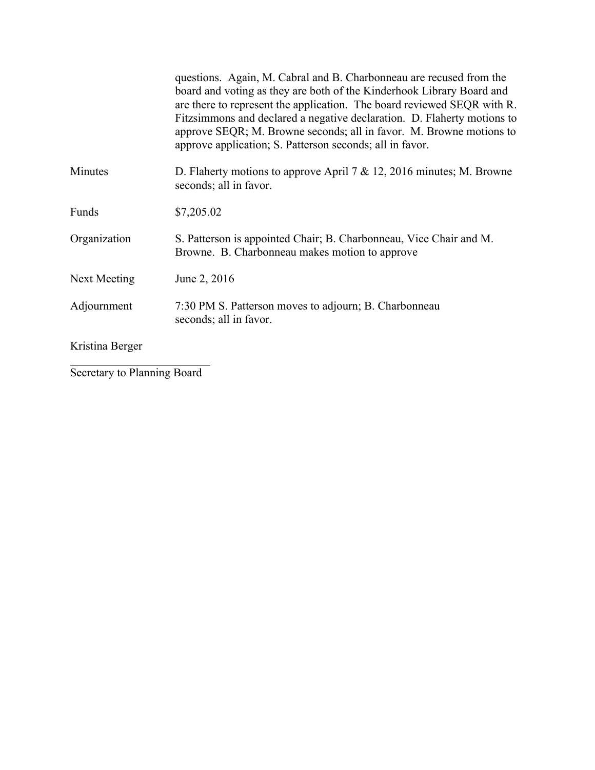questions. Again, M. Cabral and B. Charbonneau are recused from the board and voting as they are both of the Kinderhook Library Board and are there to represent the application. The board reviewed SEQR with R. Fitzsimmons and declared a negative declaration. D. Flaherty motions to approve SEQR; M. Browne seconds; all in favor. M. Browne motions to approve application; S. Patterson seconds; all in favor.

| | |
|---|---|
| Minutes | D. Flaherty motions to approve April 7 & 12, 2016 minutes; M. Browne seconds; all in favor. |
| Funds | $7,205.02 |
| Organization | S. Patterson is appointed Chair; B. Charbonneau, Vice Chair and M. Browne. B. Charbonneau makes motion to approve |
| Next Meeting | June 2, 2016 |
| Adjournment | 7:30 PM S. Patterson moves to adjourn; B. Charbonneau seconds; all in favor. |

Kristina Berger

Secretary to Planning Board